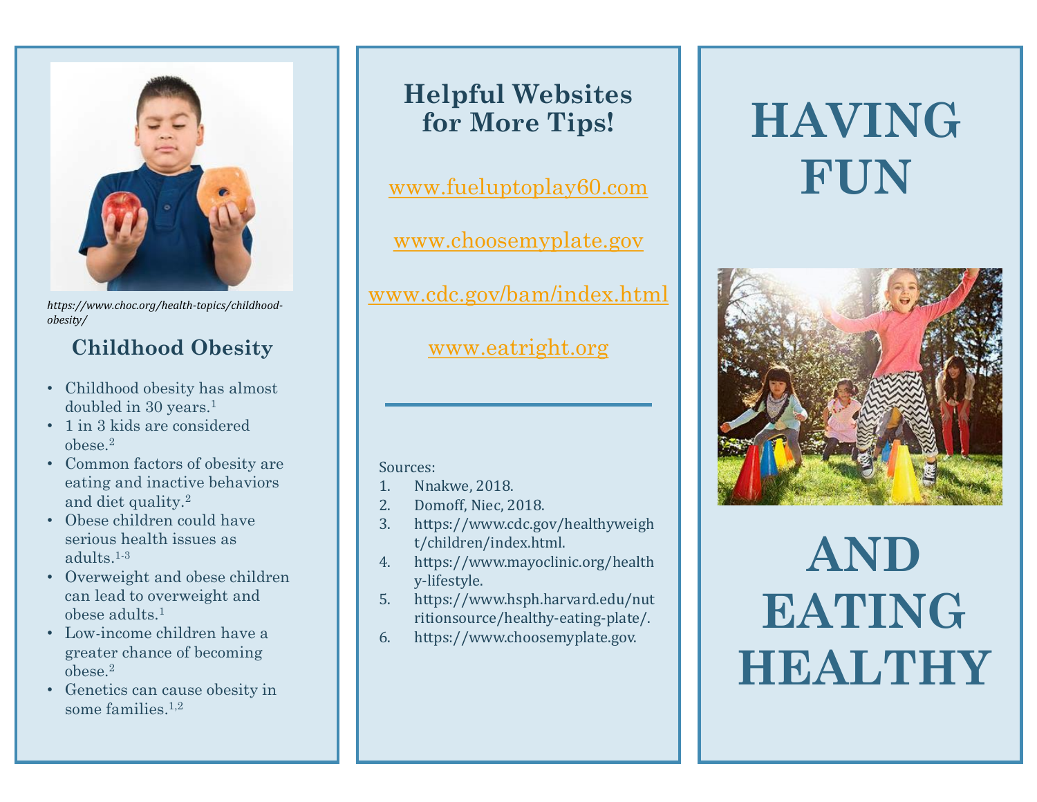*https://www.choc.org/health-topics/childhood-obesity/*

## Childhood Obesity

- Childhood obesity has almost doubled in 30 years.[1]
- 1 in 3 kids are considered obese.[2]
- Common factors of obesity are eating and inactive behaviors and diet quality.[2]
- Obese children could have serious health issues as adults.[1-3]
- Overweight and obese children can lead to overweight and obese adults.[1]
- Low-income children have a greater chance of becoming obese.[2]
- Genetics can cause obesity in some families.[1,2]

## Helpful Websites for More Tips!

www.fueluptoplay60.com

www.choosemyplate.gov

www.cdc.gov/bam/index.html

www.eatright.org

---

Sources:

1. Nnakwe, 2018.
2. Domoff, Niec, 2018.
3. https://www.cdc.gov/healthyweight/children/index.html.
4. https://www.mayoclinic.org/healthy-lifestyle.
5. https://www.hsph.harvard.edu/nutritionsource/healthy-eating-plate/.
6. https://www.choosemyplate.gov.

# HAVING FUN AND EATING HEALTHY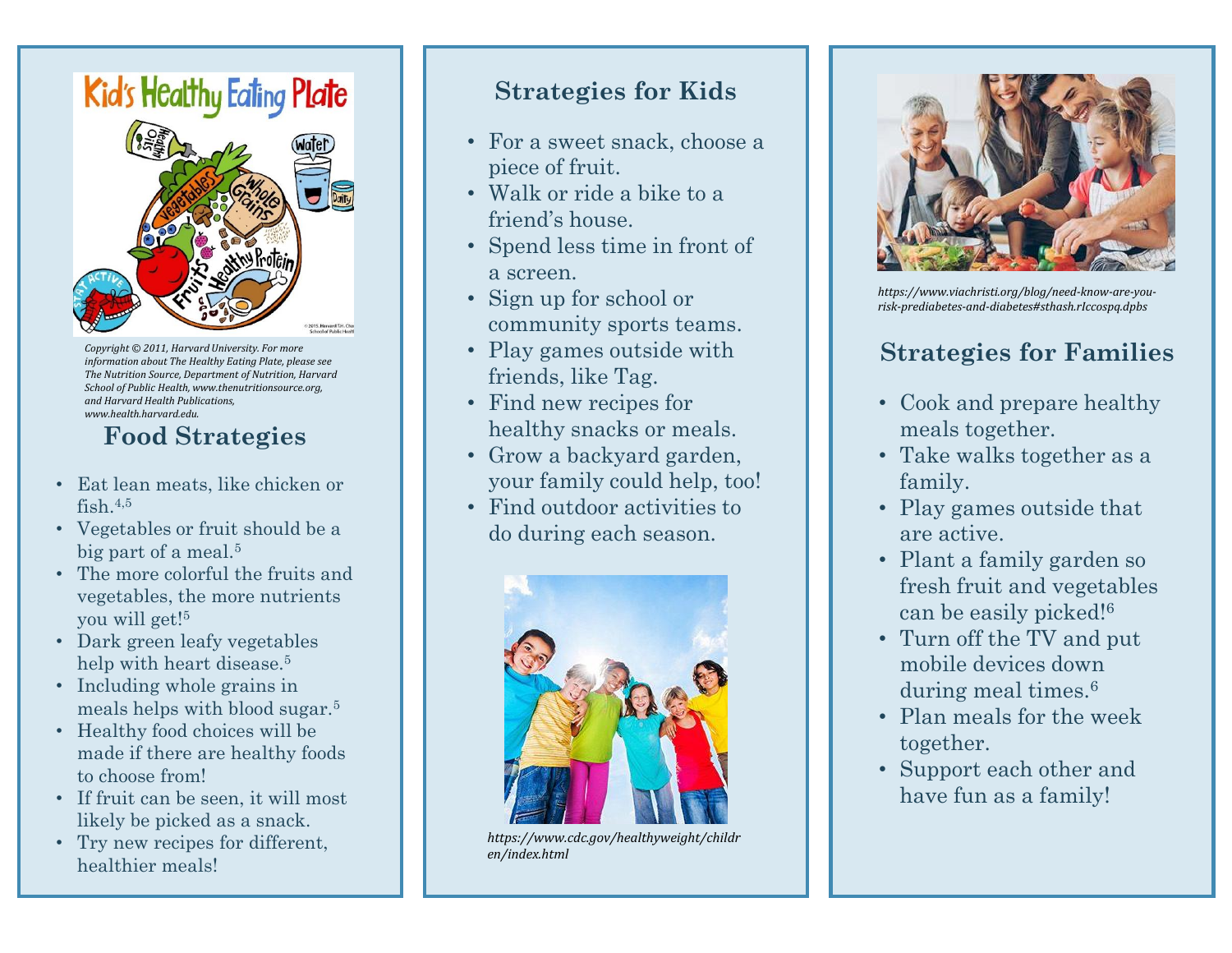*Copyright © 2011, Harvard University. For more information about The Healthy Eating Plate, please see The Nutrition Source, Department of Nutrition, Harvard School of Public Health, www.thenutritionsource.org, and Harvard Health Publications, www.health.harvard.edu.*

## Food Strategies

- Eat lean meats, like chicken or fish.[4,5]
- Vegetables or fruit should be a big part of a meal.[5]
- The more colorful the fruits and vegetables, the more nutrients you will get![5]
- Dark green leafy vegetables help with heart disease.[5]
- Including whole grains in meals helps with blood sugar.[5]
- Healthy food choices will be made if there are healthy foods to choose from!
- If fruit can be seen, it will most likely be picked as a snack.
- Try new recipes for different, healthier meals!

## Strategies for Kids

- For a sweet snack, choose a piece of fruit.
- Walk or ride a bike to a friend's house.
- Spend less time in front of a screen.
- Sign up for school or community sports teams.
- Play games outside with friends, like Tag.
- Find new recipes for healthy snacks or meals.
- Grow a backyard garden, your family could help, too!
- Find outdoor activities to do during each season.

*https://www.cdc.gov/healthyweight/children/index.html*

*https://www.viachristi.org/blog/need-know-are-you-risk-prediabetes-and-diabetes#sthash.rIccospq.dpbs*

## Strategies for Families

- Cook and prepare healthy meals together.
- Take walks together as a family.
- Play games outside that are active.
- Plant a family garden so fresh fruit and vegetables can be easily picked![6]
- Turn off the TV and put mobile devices down during meal times.[6]
- Plan meals for the week together.
- Support each other and have fun as a family!